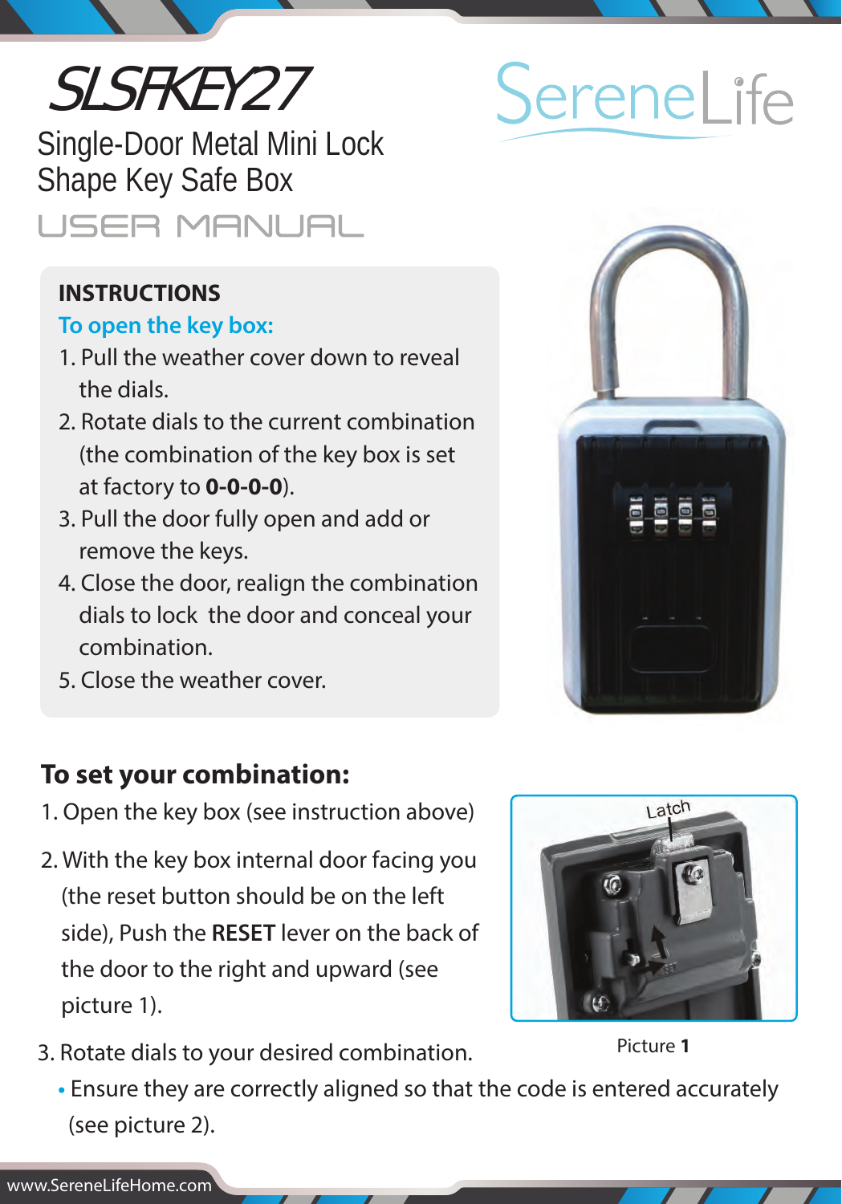# SLSFKEY27

## Single-Door Metal Mini Lock Shape Key Safe Box

SereneLife

USER MANUAL

### INSTRUCTIONS

**To open the key box:**

1. Pull the weather cover down to reveal the dials.
2. Rotate dials to the current combination (the combination of the key box is set at factory to **0-0-0-0**).
3. Pull the door fully open and add or remove the keys.
4. Close the door, realign the combination dials to lock the door and conceal your combination.
5. Close the weather cover.

### To set your combination:

1. Open the key box (see instruction above)
2. With the key box internal door facing you (the reset button should be on the left side), Push the **RESET** lever on the back of the door to the right and upward (see picture 1).
3. Rotate dials to your desired combination.
   - Ensure they are correctly aligned so that the code is entered accurately (see picture 2).

Latch

Picture **1**

www.SereneLifeHome.com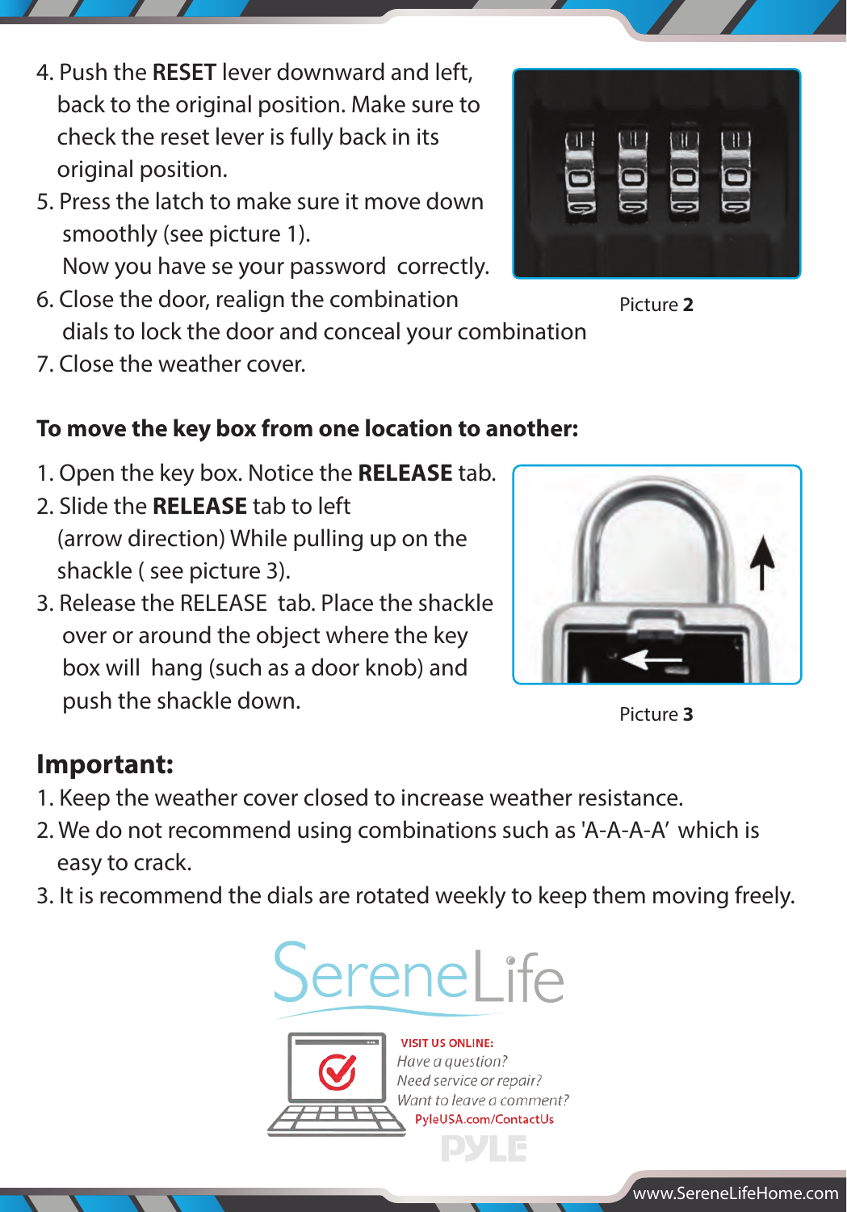4. Push the **RESET** lever downward and left, back to the original position. Make sure to check the reset lever is fully back in its original position.
5. Press the latch to make sure it move down smoothly (see picture 1).
   Now you have se your password correctly.
6. Close the door, realign the combination dials to lock the door and conceal your combination
7. Close the weather cover.

Picture **2**

**To move the key box from one location to another:**

1. Open the key box. Notice the **RELEASE** tab.
2. Slide the **RELEASE** tab to left (arrow direction) While pulling up on the shackle ( see picture 3).
3. Release the RELEASE tab. Place the shackle over or around the object where the key box will hang (such as a door knob) and push the shackle down.

Picture **3**

## Important:

1. Keep the weather cover closed to increase weather resistance.
2. We do not recommend using combinations such as 'A-A-A-A' which is easy to crack.
3. It is recommend the dials are rotated weekly to keep them moving freely.

SereneLife

VISIT US ONLINE:
*Have a question?*
*Need service or repair?*
*Want to leave a comment?*
PyleUSA.com/ContactUs

PYLE

www.SereneLifeHome.com